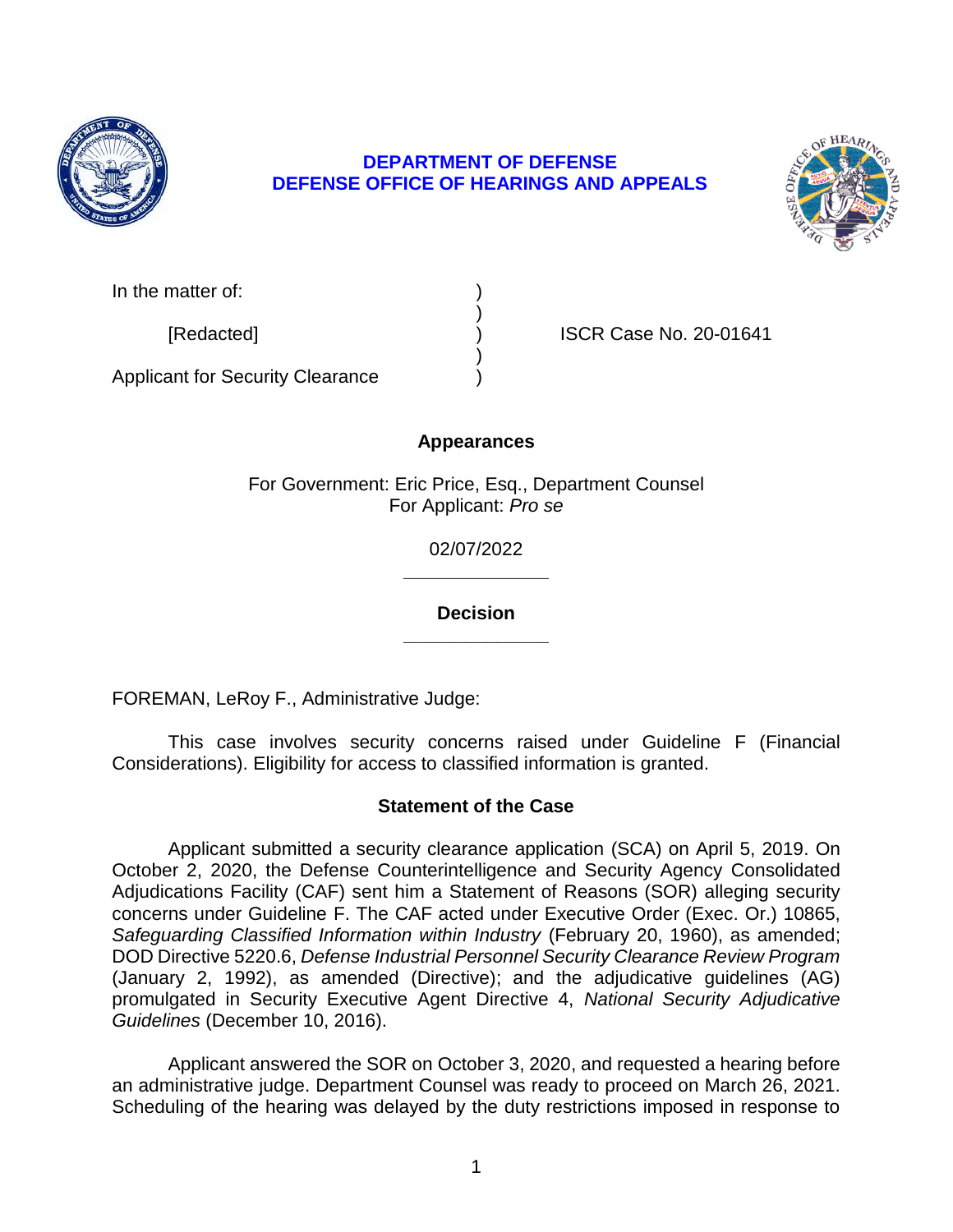**DEPARTMENT OF DEFENSE**
**DEFENSE OFFICE OF HEARINGS AND APPEALS**

| | | |
|---|---|---|
| In the matter of: | ) | |
| | ) | |
| [Redacted] | ) | ISCR Case No. 20-01641 |
| | ) | |
| Applicant for Security Clearance | ) | |

**Appearances**

For Government: Eric Price, Esq., Department Counsel
For Applicant: *Pro se*

02/07/2022

______________

**Decision**

______________

FOREMAN, LeRoy F., Administrative Judge:

This case involves security concerns raised under Guideline F (Financial Considerations). Eligibility for access to classified information is granted.

## Statement of the Case

Applicant submitted a security clearance application (SCA) on April 5, 2019. On October 2, 2020, the Defense Counterintelligence and Security Agency Consolidated Adjudications Facility (CAF) sent him a Statement of Reasons (SOR) alleging security concerns under Guideline F. The CAF acted under Executive Order (Exec. Or.) 10865, *Safeguarding Classified Information within Industry* (February 20, 1960), as amended; DOD Directive 5220.6, *Defense Industrial Personnel Security Clearance Review Program* (January 2, 1992), as amended (Directive); and the adjudicative guidelines (AG) promulgated in Security Executive Agent Directive 4, *National Security Adjudicative Guidelines* (December 10, 2016).

Applicant answered the SOR on October 3, 2020, and requested a hearing before an administrative judge. Department Counsel was ready to proceed on March 26, 2021. Scheduling of the hearing was delayed by the duty restrictions imposed in response to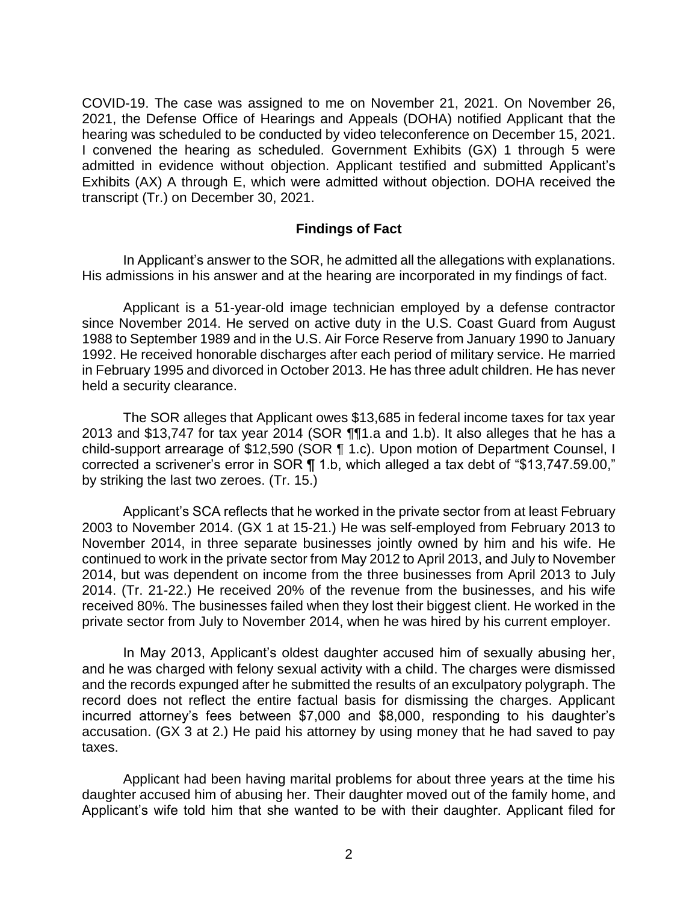COVID-19. The case was assigned to me on November 21, 2021. On November 26, 2021, the Defense Office of Hearings and Appeals (DOHA) notified Applicant that the hearing was scheduled to be conducted by video teleconference on December 15, 2021. I convened the hearing as scheduled. Government Exhibits (GX) 1 through 5 were admitted in evidence without objection. Applicant testified and submitted Applicant's Exhibits (AX) A through E, which were admitted without objection. DOHA received the transcript (Tr.) on December 30, 2021.

## Findings of Fact

In Applicant's answer to the SOR, he admitted all the allegations with explanations. His admissions in his answer and at the hearing are incorporated in my findings of fact.

Applicant is a 51-year-old image technician employed by a defense contractor since November 2014. He served on active duty in the U.S. Coast Guard from August 1988 to September 1989 and in the U.S. Air Force Reserve from January 1990 to January 1992. He received honorable discharges after each period of military service. He married in February 1995 and divorced in October 2013. He has three adult children. He has never held a security clearance.

The SOR alleges that Applicant owes $13,685 in federal income taxes for tax year 2013 and $13,747 for tax year 2014 (SOR ¶¶1.a and 1.b). It also alleges that he has a child-support arrearage of $12,590 (SOR ¶ 1.c). Upon motion of Department Counsel, I corrected a scrivener's error in SOR ¶ 1.b, which alleged a tax debt of "$13,747.59.00," by striking the last two zeroes. (Tr. 15.)

Applicant's SCA reflects that he worked in the private sector from at least February 2003 to November 2014. (GX 1 at 15-21.) He was self-employed from February 2013 to November 2014, in three separate businesses jointly owned by him and his wife. He continued to work in the private sector from May 2012 to April 2013, and July to November 2014, but was dependent on income from the three businesses from April 2013 to July 2014. (Tr. 21-22.) He received 20% of the revenue from the businesses, and his wife received 80%. The businesses failed when they lost their biggest client. He worked in the private sector from July to November 2014, when he was hired by his current employer.

In May 2013, Applicant's oldest daughter accused him of sexually abusing her, and he was charged with felony sexual activity with a child. The charges were dismissed and the records expunged after he submitted the results of an exculpatory polygraph. The record does not reflect the entire factual basis for dismissing the charges. Applicant incurred attorney's fees between $7,000 and $8,000, responding to his daughter's accusation. (GX 3 at 2.) He paid his attorney by using money that he had saved to pay taxes.

Applicant had been having marital problems for about three years at the time his daughter accused him of abusing her. Their daughter moved out of the family home, and Applicant's wife told him that she wanted to be with their daughter. Applicant filed for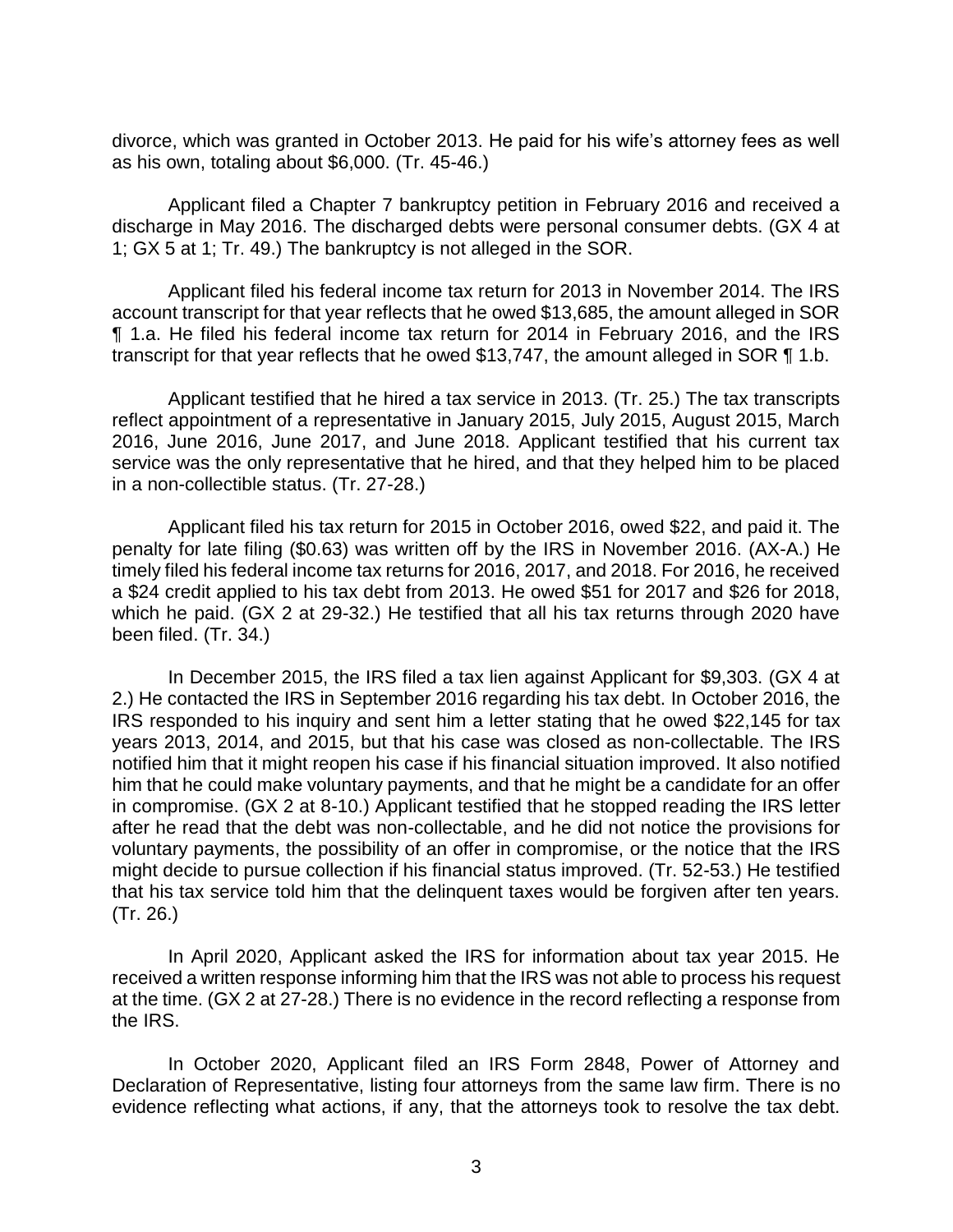divorce, which was granted in October 2013. He paid for his wife's attorney fees as well as his own, totaling about $6,000. (Tr. 45-46.)

Applicant filed a Chapter 7 bankruptcy petition in February 2016 and received a discharge in May 2016. The discharged debts were personal consumer debts. (GX 4 at 1; GX 5 at 1; Tr. 49.) The bankruptcy is not alleged in the SOR.

Applicant filed his federal income tax return for 2013 in November 2014. The IRS account transcript for that year reflects that he owed $13,685, the amount alleged in SOR ¶ 1.a. He filed his federal income tax return for 2014 in February 2016, and the IRS transcript for that year reflects that he owed $13,747, the amount alleged in SOR ¶ 1.b.

Applicant testified that he hired a tax service in 2013. (Tr. 25.) The tax transcripts reflect appointment of a representative in January 2015, July 2015, August 2015, March 2016, June 2016, June 2017, and June 2018. Applicant testified that his current tax service was the only representative that he hired, and that they helped him to be placed in a non-collectible status. (Tr. 27-28.)

Applicant filed his tax return for 2015 in October 2016, owed $22, and paid it. The penalty for late filing ($0.63) was written off by the IRS in November 2016. (AX-A.) He timely filed his federal income tax returns for 2016, 2017, and 2018. For 2016, he received a $24 credit applied to his tax debt from 2013. He owed $51 for 2017 and $26 for 2018, which he paid. (GX 2 at 29-32.) He testified that all his tax returns through 2020 have been filed. (Tr. 34.)

In December 2015, the IRS filed a tax lien against Applicant for $9,303. (GX 4 at 2.) He contacted the IRS in September 2016 regarding his tax debt. In October 2016, the IRS responded to his inquiry and sent him a letter stating that he owed $22,145 for tax years 2013, 2014, and 2015, but that his case was closed as non-collectable. The IRS notified him that it might reopen his case if his financial situation improved. It also notified him that he could make voluntary payments, and that he might be a candidate for an offer in compromise. (GX 2 at 8-10.) Applicant testified that he stopped reading the IRS letter after he read that the debt was non-collectable, and he did not notice the provisions for voluntary payments, the possibility of an offer in compromise, or the notice that the IRS might decide to pursue collection if his financial status improved. (Tr. 52-53.) He testified that his tax service told him that the delinquent taxes would be forgiven after ten years. (Tr. 26.)

In April 2020, Applicant asked the IRS for information about tax year 2015. He received a written response informing him that the IRS was not able to process his request at the time. (GX 2 at 27-28.) There is no evidence in the record reflecting a response from the IRS.

In October 2020, Applicant filed an IRS Form 2848, Power of Attorney and Declaration of Representative, listing four attorneys from the same law firm. There is no evidence reflecting what actions, if any, that the attorneys took to resolve the tax debt.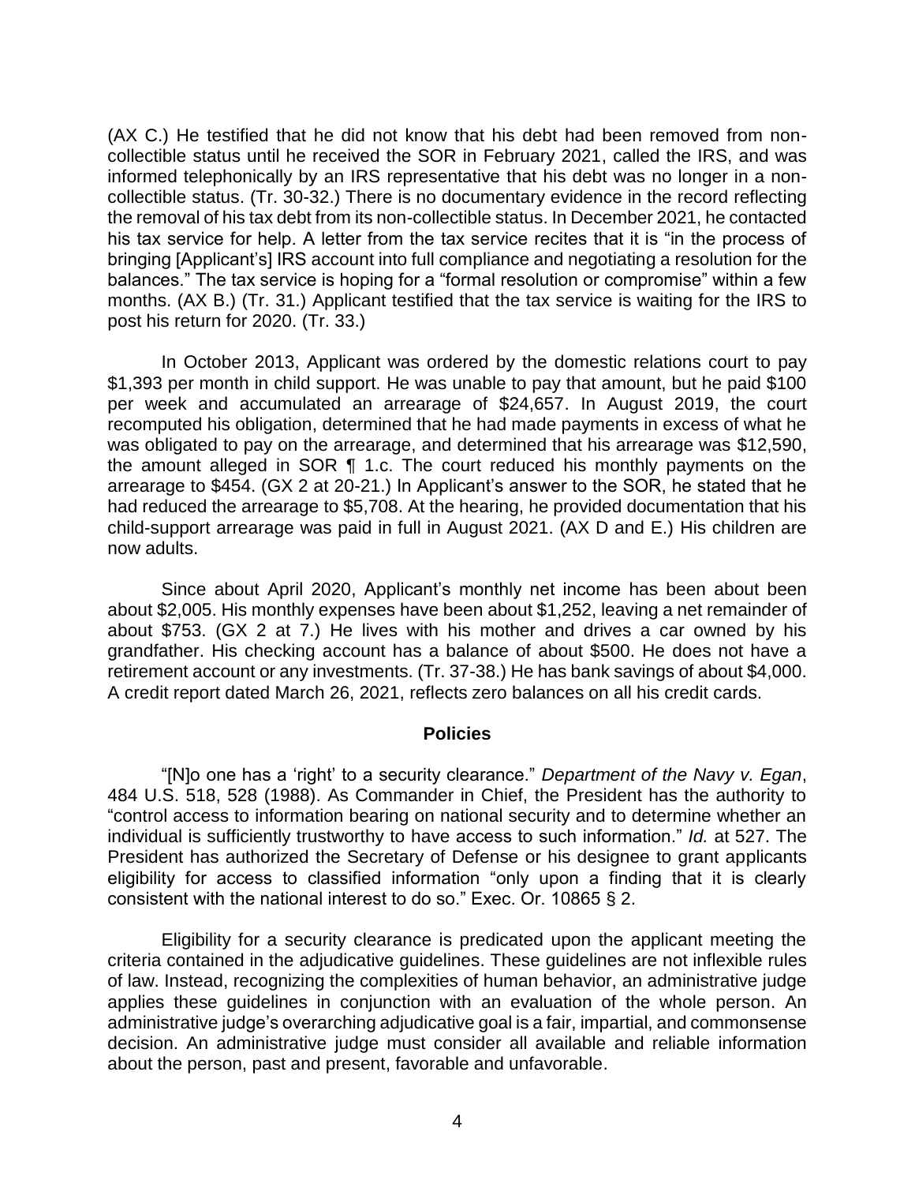(AX C.) He testified that he did not know that his debt had been removed from non-collectible status until he received the SOR in February 2021, called the IRS, and was informed telephonically by an IRS representative that his debt was no longer in a non-collectible status. (Tr. 30-32.) There is no documentary evidence in the record reflecting the removal of his tax debt from its non-collectible status. In December 2021, he contacted his tax service for help. A letter from the tax service recites that it is "in the process of bringing [Applicant's] IRS account into full compliance and negotiating a resolution for the balances." The tax service is hoping for a "formal resolution or compromise" within a few months. (AX B.) (Tr. 31.) Applicant testified that the tax service is waiting for the IRS to post his return for 2020. (Tr. 33.)

In October 2013, Applicant was ordered by the domestic relations court to pay $1,393 per month in child support. He was unable to pay that amount, but he paid $100 per week and accumulated an arrearage of $24,657. In August 2019, the court recomputed his obligation, determined that he had made payments in excess of what he was obligated to pay on the arrearage, and determined that his arrearage was $12,590, the amount alleged in SOR ¶ 1.c. The court reduced his monthly payments on the arrearage to $454. (GX 2 at 20-21.) In Applicant's answer to the SOR, he stated that he had reduced the arrearage to $5,708. At the hearing, he provided documentation that his child-support arrearage was paid in full in August 2021. (AX D and E.) His children are now adults.

Since about April 2020, Applicant's monthly net income has been about been about $2,005. His monthly expenses have been about $1,252, leaving a net remainder of about $753. (GX 2 at 7.) He lives with his mother and drives a car owned by his grandfather. His checking account has a balance of about $500. He does not have a retirement account or any investments. (Tr. 37-38.) He has bank savings of about $4,000. A credit report dated March 26, 2021, reflects zero balances on all his credit cards.

## Policies

"[N]o one has a 'right' to a security clearance." *Department of the Navy v. Egan*, 484 U.S. 518, 528 (1988). As Commander in Chief, the President has the authority to "control access to information bearing on national security and to determine whether an individual is sufficiently trustworthy to have access to such information." *Id.* at 527. The President has authorized the Secretary of Defense or his designee to grant applicants eligibility for access to classified information "only upon a finding that it is clearly consistent with the national interest to do so." Exec. Or. 10865 § 2.

Eligibility for a security clearance is predicated upon the applicant meeting the criteria contained in the adjudicative guidelines. These guidelines are not inflexible rules of law. Instead, recognizing the complexities of human behavior, an administrative judge applies these guidelines in conjunction with an evaluation of the whole person. An administrative judge's overarching adjudicative goal is a fair, impartial, and commonsense decision. An administrative judge must consider all available and reliable information about the person, past and present, favorable and unfavorable.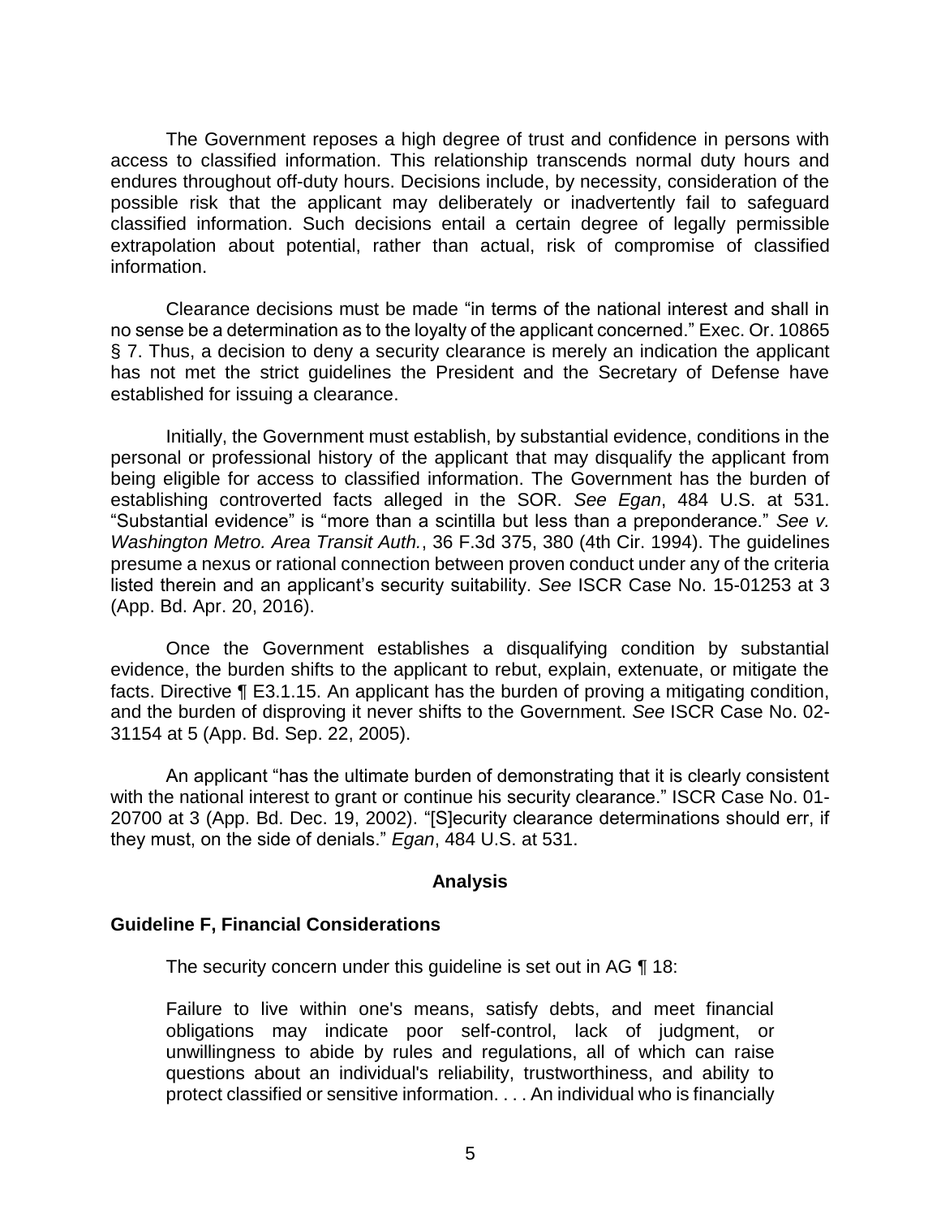The Government reposes a high degree of trust and confidence in persons with access to classified information. This relationship transcends normal duty hours and endures throughout off-duty hours. Decisions include, by necessity, consideration of the possible risk that the applicant may deliberately or inadvertently fail to safeguard classified information. Such decisions entail a certain degree of legally permissible extrapolation about potential, rather than actual, risk of compromise of classified information.

Clearance decisions must be made "in terms of the national interest and shall in no sense be a determination as to the loyalty of the applicant concerned." Exec. Or. 10865 § 7. Thus, a decision to deny a security clearance is merely an indication the applicant has not met the strict guidelines the President and the Secretary of Defense have established for issuing a clearance.

Initially, the Government must establish, by substantial evidence, conditions in the personal or professional history of the applicant that may disqualify the applicant from being eligible for access to classified information. The Government has the burden of establishing controverted facts alleged in the SOR. *See Egan*, 484 U.S. at 531. "Substantial evidence" is "more than a scintilla but less than a preponderance." *See v. Washington Metro. Area Transit Auth.*, 36 F.3d 375, 380 (4th Cir. 1994). The guidelines presume a nexus or rational connection between proven conduct under any of the criteria listed therein and an applicant's security suitability. *See* ISCR Case No. 15-01253 at 3 (App. Bd. Apr. 20, 2016).

Once the Government establishes a disqualifying condition by substantial evidence, the burden shifts to the applicant to rebut, explain, extenuate, or mitigate the facts. Directive ¶ E3.1.15. An applicant has the burden of proving a mitigating condition, and the burden of disproving it never shifts to the Government. *See* ISCR Case No. 02-31154 at 5 (App. Bd. Sep. 22, 2005).

An applicant "has the ultimate burden of demonstrating that it is clearly consistent with the national interest to grant or continue his security clearance." ISCR Case No. 01-20700 at 3 (App. Bd. Dec. 19, 2002). "[S]ecurity clearance determinations should err, if they must, on the side of denials." *Egan*, 484 U.S. at 531.

## Analysis

### Guideline F, Financial Considerations

The security concern under this guideline is set out in AG ¶ 18:

> Failure to live within one's means, satisfy debts, and meet financial obligations may indicate poor self-control, lack of judgment, or unwillingness to abide by rules and regulations, all of which can raise questions about an individual's reliability, trustworthiness, and ability to protect classified or sensitive information. . . . An individual who is financially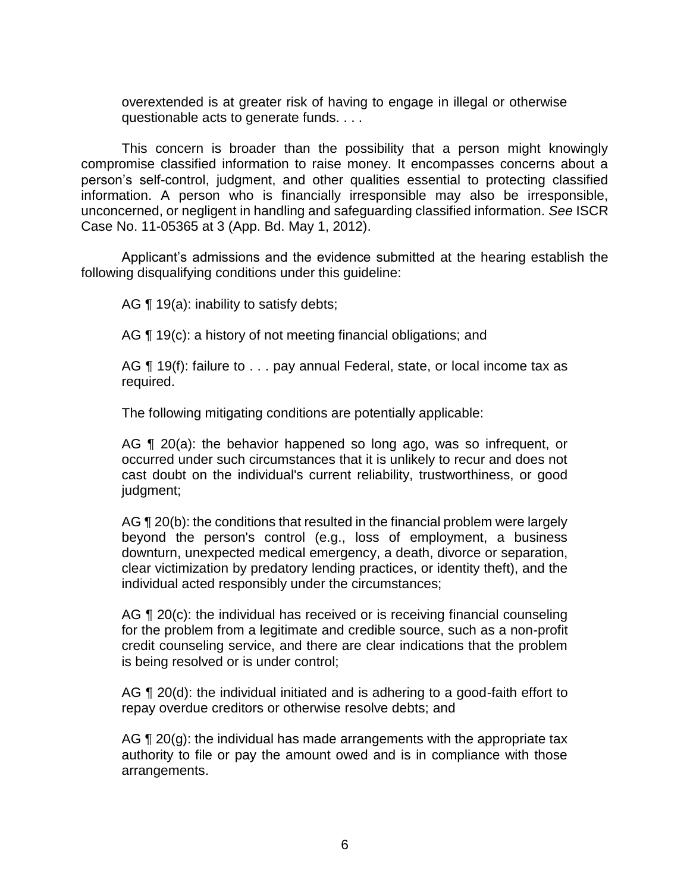overextended is at greater risk of having to engage in illegal or otherwise questionable acts to generate funds. . . .

This concern is broader than the possibility that a person might knowingly compromise classified information to raise money. It encompasses concerns about a person's self-control, judgment, and other qualities essential to protecting classified information. A person who is financially irresponsible may also be irresponsible, unconcerned, or negligent in handling and safeguarding classified information. *See* ISCR Case No. 11-05365 at 3 (App. Bd. May 1, 2012).

Applicant's admissions and the evidence submitted at the hearing establish the following disqualifying conditions under this guideline:

AG ¶ 19(a): inability to satisfy debts;

AG ¶ 19(c): a history of not meeting financial obligations; and

AG ¶ 19(f): failure to . . . pay annual Federal, state, or local income tax as required.

The following mitigating conditions are potentially applicable:

AG ¶ 20(a): the behavior happened so long ago, was so infrequent, or occurred under such circumstances that it is unlikely to recur and does not cast doubt on the individual's current reliability, trustworthiness, or good judgment;

AG ¶ 20(b): the conditions that resulted in the financial problem were largely beyond the person's control (e.g., loss of employment, a business downturn, unexpected medical emergency, a death, divorce or separation, clear victimization by predatory lending practices, or identity theft), and the individual acted responsibly under the circumstances;

AG ¶ 20(c): the individual has received or is receiving financial counseling for the problem from a legitimate and credible source, such as a non-profit credit counseling service, and there are clear indications that the problem is being resolved or is under control;

AG ¶ 20(d): the individual initiated and is adhering to a good-faith effort to repay overdue creditors or otherwise resolve debts; and

AG ¶ 20(g): the individual has made arrangements with the appropriate tax authority to file or pay the amount owed and is in compliance with those arrangements.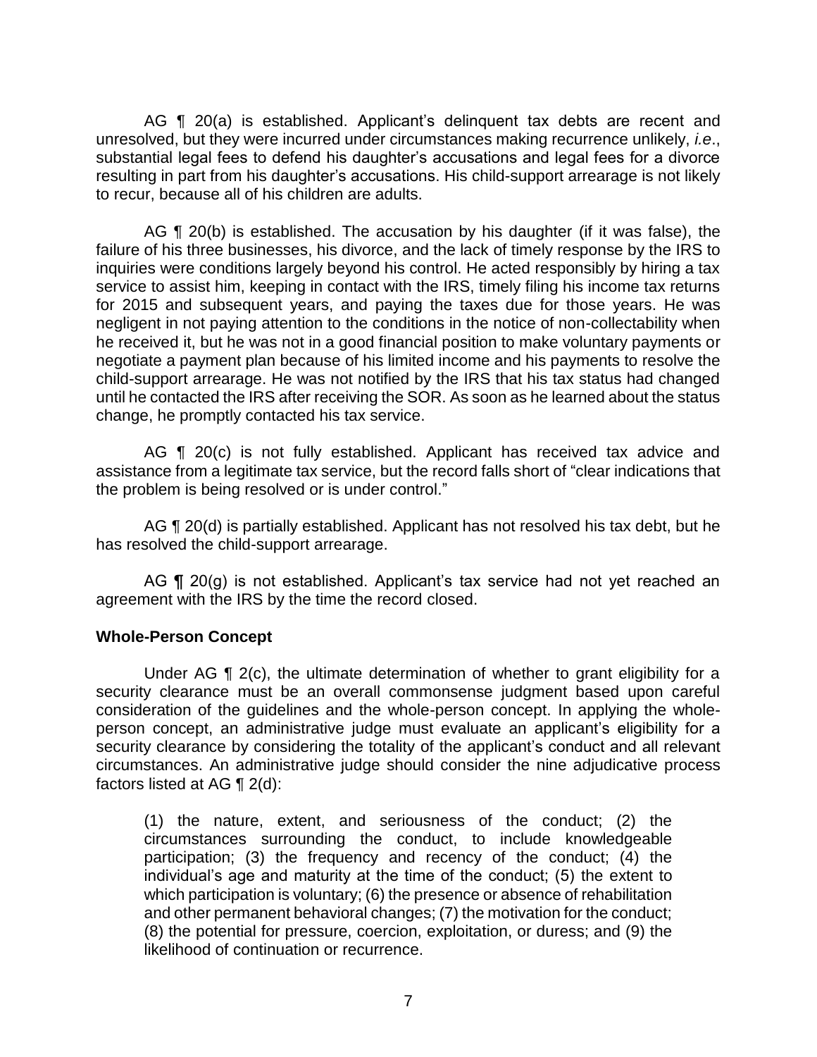AG ¶ 20(a) is established. Applicant's delinquent tax debts are recent and unresolved, but they were incurred under circumstances making recurrence unlikely, *i.e*., substantial legal fees to defend his daughter's accusations and legal fees for a divorce resulting in part from his daughter's accusations. His child-support arrearage is not likely to recur, because all of his children are adults.

AG ¶ 20(b) is established. The accusation by his daughter (if it was false), the failure of his three businesses, his divorce, and the lack of timely response by the IRS to inquiries were conditions largely beyond his control. He acted responsibly by hiring a tax service to assist him, keeping in contact with the IRS, timely filing his income tax returns for 2015 and subsequent years, and paying the taxes due for those years. He was negligent in not paying attention to the conditions in the notice of non-collectability when he received it, but he was not in a good financial position to make voluntary payments or negotiate a payment plan because of his limited income and his payments to resolve the child-support arrearage. He was not notified by the IRS that his tax status had changed until he contacted the IRS after receiving the SOR. As soon as he learned about the status change, he promptly contacted his tax service.

AG ¶ 20(c) is not fully established. Applicant has received tax advice and assistance from a legitimate tax service, but the record falls short of "clear indications that the problem is being resolved or is under control."

AG ¶ 20(d) is partially established. Applicant has not resolved his tax debt, but he has resolved the child-support arrearage.

AG ¶ 20(g) is not established. Applicant's tax service had not yet reached an agreement with the IRS by the time the record closed.

### Whole-Person Concept

Under AG ¶ 2(c), the ultimate determination of whether to grant eligibility for a security clearance must be an overall commonsense judgment based upon careful consideration of the guidelines and the whole-person concept. In applying the whole-person concept, an administrative judge must evaluate an applicant's eligibility for a security clearance by considering the totality of the applicant's conduct and all relevant circumstances. An administrative judge should consider the nine adjudicative process factors listed at AG ¶ 2(d):

> (1) the nature, extent, and seriousness of the conduct; (2) the circumstances surrounding the conduct, to include knowledgeable participation; (3) the frequency and recency of the conduct; (4) the individual's age and maturity at the time of the conduct; (5) the extent to which participation is voluntary; (6) the presence or absence of rehabilitation and other permanent behavioral changes; (7) the motivation for the conduct; (8) the potential for pressure, coercion, exploitation, or duress; and (9) the likelihood of continuation or recurrence.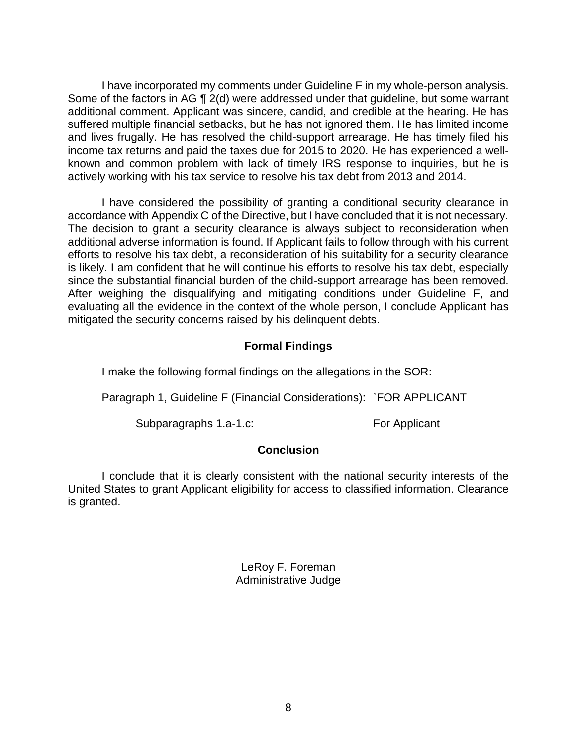I have incorporated my comments under Guideline F in my whole-person analysis. Some of the factors in AG ¶ 2(d) were addressed under that guideline, but some warrant additional comment. Applicant was sincere, candid, and credible at the hearing. He has suffered multiple financial setbacks, but he has not ignored them. He has limited income and lives frugally. He has resolved the child-support arrearage. He has timely filed his income tax returns and paid the taxes due for 2015 to 2020. He has experienced a well-known and common problem with lack of timely IRS response to inquiries, but he is actively working with his tax service to resolve his tax debt from 2013 and 2014.

I have considered the possibility of granting a conditional security clearance in accordance with Appendix C of the Directive, but I have concluded that it is not necessary. The decision to grant a security clearance is always subject to reconsideration when additional adverse information is found. If Applicant fails to follow through with his current efforts to resolve his tax debt, a reconsideration of his suitability for a security clearance is likely. I am confident that he will continue his efforts to resolve his tax debt, especially since the substantial financial burden of the child-support arrearage has been removed. After weighing the disqualifying and mitigating conditions under Guideline F, and evaluating all the evidence in the context of the whole person, I conclude Applicant has mitigated the security concerns raised by his delinquent debts.

## Formal Findings

I make the following formal findings on the allegations in the SOR:

Paragraph 1, Guideline F (Financial Considerations): `FOR APPLICANT

Subparagraphs 1.a-1.c: For Applicant

## Conclusion

I conclude that it is clearly consistent with the national security interests of the United States to grant Applicant eligibility for access to classified information. Clearance is granted.

LeRoy F. Foreman
Administrative Judge